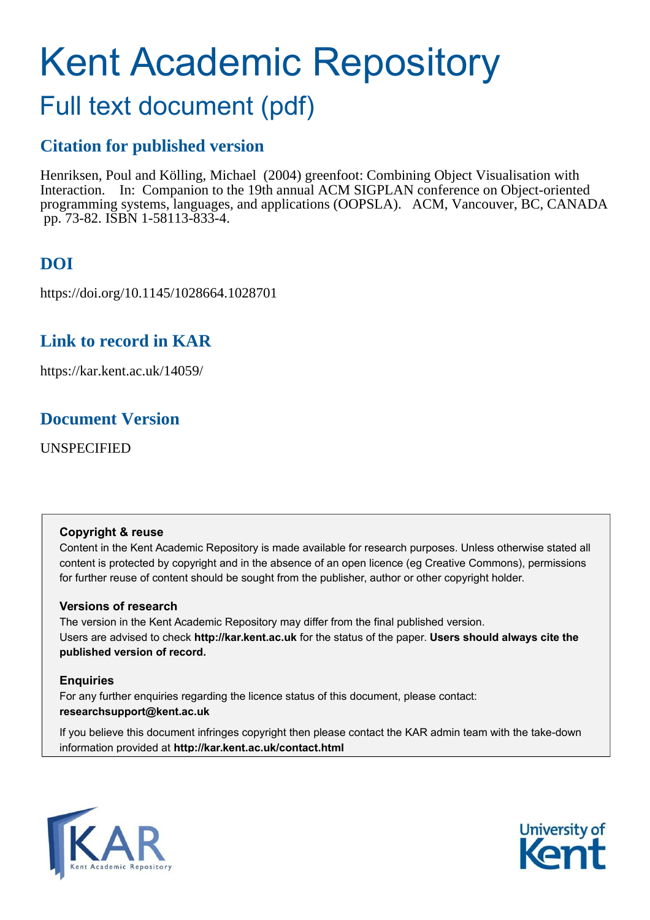# Kent Academic Repository

## Full text document (pdf)

### Citation for published version

Henriksen, Poul and Kölling, Michael (2004) greenfoot: Combining Object Visualisation with Interaction. In: Companion to the 19th annual ACM SIGPLAN conference on Object-oriented programming systems, languages, and applications (OOPSLA). ACM, Vancouver, BC, CANADA pp. 73-82. ISBN 1-58113-833-4.

### DOI

https://doi.org/10.1145/1028664.1028701

### Link to record in KAR

https://kar.kent.ac.uk/14059/

### Document Version

UNSPECIFIED

**Copyright & reuse**
Content in the Kent Academic Repository is made available for research purposes. Unless otherwise stated all content is protected by copyright and in the absence of an open licence (eg Creative Commons), permissions for further reuse of content should be sought from the publisher, author or other copyright holder.

**Versions of research**
The version in the Kent Academic Repository may differ from the final published version.
Users are advised to check **http://kar.kent.ac.uk** for the status of the paper. **Users should always cite the published version of record.**

**Enquiries**
For any further enquiries regarding the licence status of this document, please contact:
**researchsupport@kent.ac.uk**

If you believe this document infringes copyright then please contact the KAR admin team with the take-down information provided at **http://kar.kent.ac.uk/contact.html**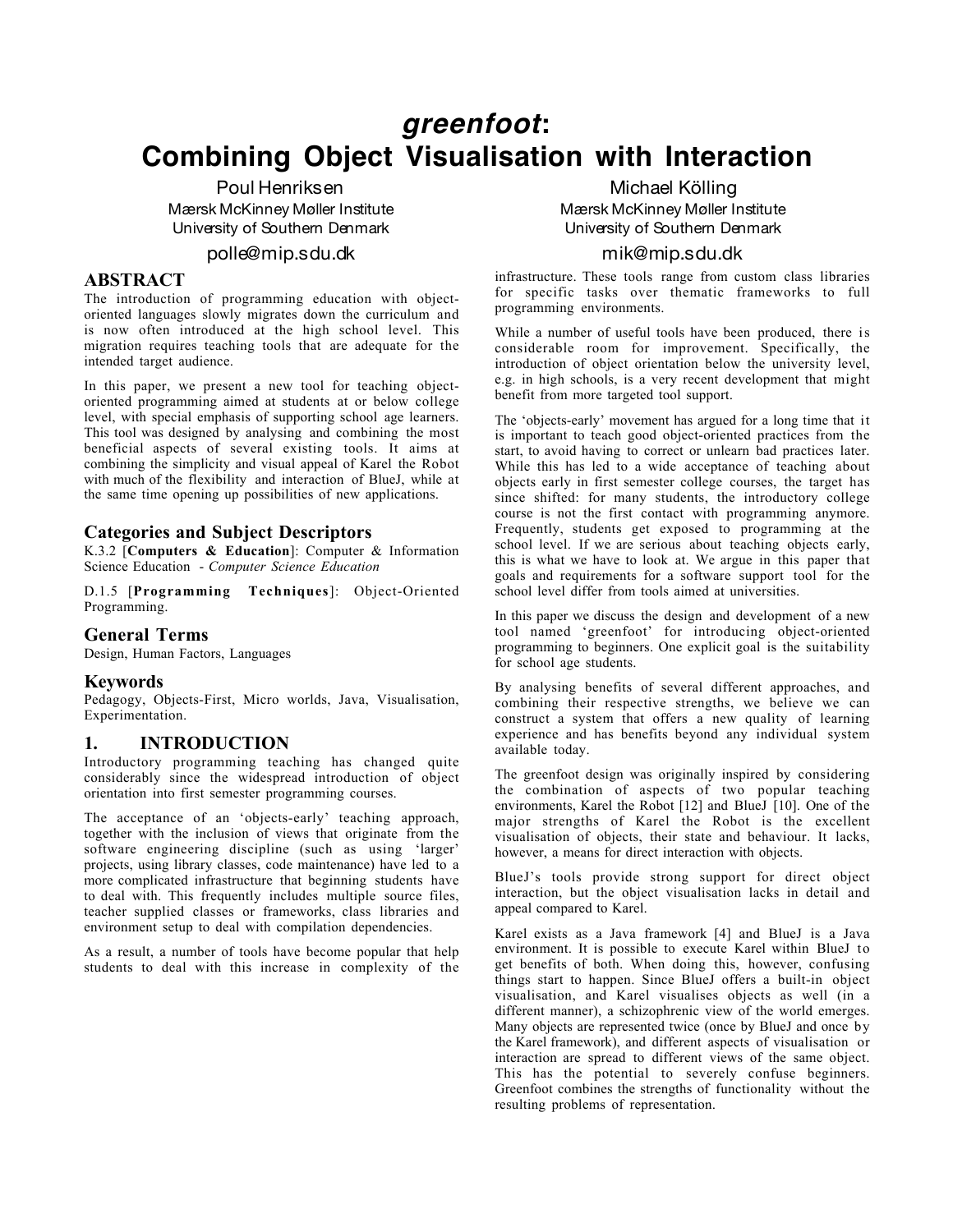# *greenfoot*: Combining Object Visualisation with Interaction

Poul Henriksen
Mærsk McKinney Møller Institute
University of Southern Denmark
polle@mip.sdu.dk

Michael Kölling
Mærsk McKinney Møller Institute
University of Southern Denmark
mik@mip.sdu.dk

## ABSTRACT

The introduction of programming education with object-oriented languages slowly migrates down the curriculum and is now often introduced at the high school level. This migration requires teaching tools that are adequate for the intended target audience.

In this paper, we present a new tool for teaching object-oriented programming aimed at students at or below college level, with special emphasis of supporting school age learners. This tool was designed by analysing and combining the most beneficial aspects of several existing tools. It aims at combining the simplicity and visual appeal of Karel the Robot with much of the flexibility and interaction of BlueJ, while at the same time opening up possibilities of new applications.

### Categories and Subject Descriptors

K.3.2 [**Computers & Education**]: Computer & Information Science Education - *Computer Science Education*

D.1.5 [**Programming Techniques**]: Object-Oriented Programming.

### General Terms

Design, Human Factors, Languages

### Keywords

Pedagogy, Objects-First, Micro worlds, Java, Visualisation, Experimentation.

## 1. INTRODUCTION

Introductory programming teaching has changed quite considerably since the widespread introduction of object orientation into first semester programming courses.

The acceptance of an 'objects-early' teaching approach, together with the inclusion of views that originate from the software engineering discipline (such as using 'larger' projects, using library classes, code maintenance) have led to a more complicated infrastructure that beginning students have to deal with. This frequently includes multiple source files, teacher supplied classes or frameworks, class libraries and environment setup to deal with compilation dependencies.

As a result, a number of tools have become popular that help students to deal with this increase in complexity of the infrastructure. These tools range from custom class libraries for specific tasks over thematic frameworks to full programming environments.

While a number of useful tools have been produced, there is considerable room for improvement. Specifically, the introduction of object orientation below the university level, e.g. in high schools, is a very recent development that might benefit from more targeted tool support.

The 'objects-early' movement has argued for a long time that it is important to teach good object-oriented practices from the start, to avoid having to correct or unlearn bad practices later. While this has led to a wide acceptance of teaching about objects early in first semester college courses, the target has since shifted: for many students, the introductory college course is not the first contact with programming anymore. Frequently, students get exposed to programming at the school level. If we are serious about teaching objects early, this is what we have to look at. We argue in this paper that goals and requirements for a software support tool for the school level differ from tools aimed at universities.

In this paper we discuss the design and development of a new tool named 'greenfoot' for introducing object-oriented programming to beginners. One explicit goal is the suitability for school age students.

By analysing benefits of several different approaches, and combining their respective strengths, we believe we can construct a system that offers a new quality of learning experience and has benefits beyond any individual system available today.

The greenfoot design was originally inspired by considering the combination of aspects of two popular teaching environments, Karel the Robot [12] and BlueJ [10]. One of the major strengths of Karel the Robot is the excellent visualisation of objects, their state and behaviour. It lacks, however, a means for direct interaction with objects.

BlueJ's tools provide strong support for direct object interaction, but the object visualisation lacks in detail and appeal compared to Karel.

Karel exists as a Java framework [4] and BlueJ is a Java environment. It is possible to execute Karel within BlueJ to get benefits of both. When doing this, however, confusing things start to happen. Since BlueJ offers a built-in object visualisation, and Karel visualises objects as well (in a different manner), a schizophrenic view of the world emerges. Many objects are represented twice (once by BlueJ and once by the Karel framework), and different aspects of visualisation or interaction are spread to different views of the same object. This has the potential to severely confuse beginners. Greenfoot combines the strengths of functionality without the resulting problems of representation.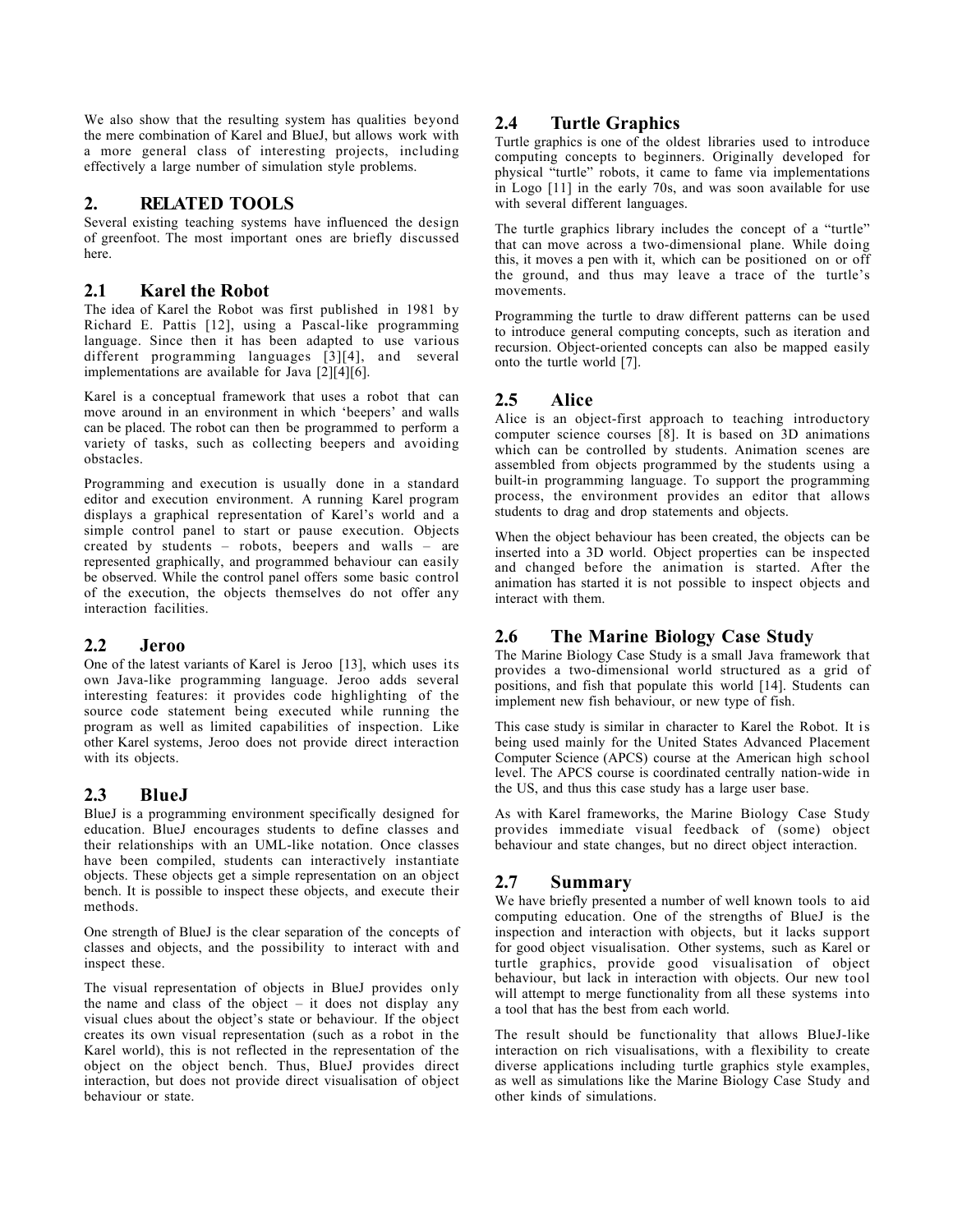We also show that the resulting system has qualities beyond the mere combination of Karel and BlueJ, but allows work with a more general class of interesting projects, including effectively a large number of simulation style problems.

## 2. RELATED TOOLS

Several existing teaching systems have influenced the design of greenfoot. The most important ones are briefly discussed here.

### 2.1 Karel the Robot

The idea of Karel the Robot was first published in 1981 by Richard E. Pattis [12], using a Pascal-like programming language. Since then it has been adapted to use various different programming languages [3][4], and several implementations are available for Java [2][4][6].

Karel is a conceptual framework that uses a robot that can move around in an environment in which 'beepers' and walls can be placed. The robot can then be programmed to perform a variety of tasks, such as collecting beepers and avoiding obstacles.

Programming and execution is usually done in a standard editor and execution environment. A running Karel program displays a graphical representation of Karel's world and a simple control panel to start or pause execution. Objects created by students – robots, beepers and walls – are represented graphically, and programmed behaviour can easily be observed. While the control panel offers some basic control of the execution, the objects themselves do not offer any interaction facilities.

### 2.2 Jeroo

One of the latest variants of Karel is Jeroo [13], which uses its own Java-like programming language. Jeroo adds several interesting features: it provides code highlighting of the source code statement being executed while running the program as well as limited capabilities of inspection. Like other Karel systems, Jeroo does not provide direct interaction with its objects.

### 2.3 BlueJ

BlueJ is a programming environment specifically designed for education. BlueJ encourages students to define classes and their relationships with an UML-like notation. Once classes have been compiled, students can interactively instantiate objects. These objects get a simple representation on an object bench. It is possible to inspect these objects, and execute their methods.

One strength of BlueJ is the clear separation of the concepts of classes and objects, and the possibility to interact with and inspect these.

The visual representation of objects in BlueJ provides only the name and class of the object – it does not display any visual clues about the object's state or behaviour. If the object creates its own visual representation (such as a robot in the Karel world), this is not reflected in the representation of the object on the object bench. Thus, BlueJ provides direct interaction, but does not provide direct visualisation of object behaviour or state.

### 2.4 Turtle Graphics

Turtle graphics is one of the oldest libraries used to introduce computing concepts to beginners. Originally developed for physical "turtle" robots, it came to fame via implementations in Logo [11] in the early 70s, and was soon available for use with several different languages.

The turtle graphics library includes the concept of a "turtle" that can move across a two-dimensional plane. While doing this, it moves a pen with it, which can be positioned on or off the ground, and thus may leave a trace of the turtle's movements.

Programming the turtle to draw different patterns can be used to introduce general computing concepts, such as iteration and recursion. Object-oriented concepts can also be mapped easily onto the turtle world [7].

### 2.5 Alice

Alice is an object-first approach to teaching introductory computer science courses [8]. It is based on 3D animations which can be controlled by students. Animation scenes are assembled from objects programmed by the students using a built-in programming language. To support the programming process, the environment provides an editor that allows students to drag and drop statements and objects.

When the object behaviour has been created, the objects can be inserted into a 3D world. Object properties can be inspected and changed before the animation is started. After the animation has started it is not possible to inspect objects and interact with them.

### 2.6 The Marine Biology Case Study

The Marine Biology Case Study is a small Java framework that provides a two-dimensional world structured as a grid of positions, and fish that populate this world [14]. Students can implement new fish behaviour, or new type of fish.

This case study is similar in character to Karel the Robot. It is being used mainly for the United States Advanced Placement Computer Science (APCS) course at the American high school level. The APCS course is coordinated centrally nation-wide in the US, and thus this case study has a large user base.

As with Karel frameworks, the Marine Biology Case Study provides immediate visual feedback of (some) object behaviour and state changes, but no direct object interaction.

### 2.7 Summary

We have briefly presented a number of well known tools to aid computing education. One of the strengths of BlueJ is the inspection and interaction with objects, but it lacks support for good object visualisation. Other systems, such as Karel or turtle graphics, provide good visualisation of object behaviour, but lack in interaction with objects. Our new tool will attempt to merge functionality from all these systems into a tool that has the best from each world.

The result should be functionality that allows BlueJ-like interaction on rich visualisations, with a flexibility to create diverse applications including turtle graphics style examples, as well as simulations like the Marine Biology Case Study and other kinds of simulations.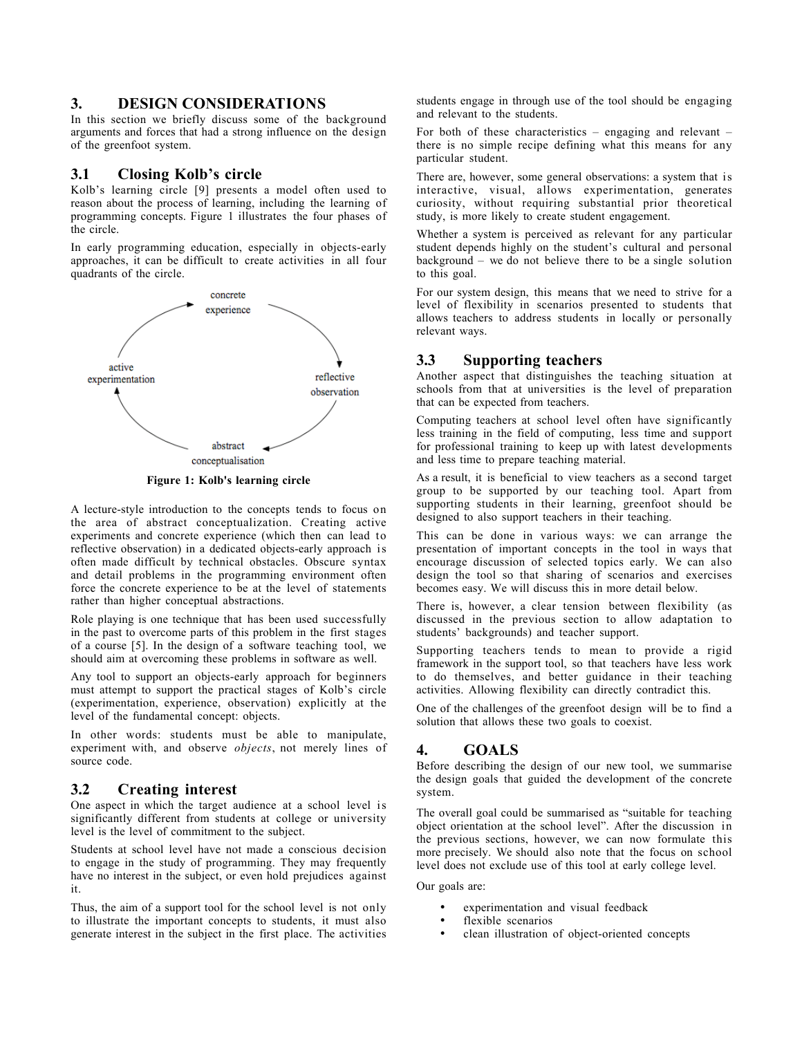## 3. DESIGN CONSIDERATIONS

In this section we briefly discuss some of the background arguments and forces that had a strong influence on the design of the greenfoot system.

### 3.1 Closing Kolb's circle

Kolb's learning circle [9] presents a model often used to reason about the process of learning, including the learning of programming concepts. Figure 1 illustrates the four phases of the circle.

In early programming education, especially in objects-early approaches, it can be difficult to create activities in all four quadrants of the circle.

**Figure 1: Kolb's learning circle**

A lecture-style introduction to the concepts tends to focus on the area of abstract conceptualization. Creating active experiments and concrete experience (which then can lead to reflective observation) in a dedicated objects-early approach is often made difficult by technical obstacles. Obscure syntax and detail problems in the programming environment often force the concrete experience to be at the level of statements rather than higher conceptual abstractions.

Role playing is one technique that has been used successfully in the past to overcome parts of this problem in the first stages of a course [5]. In the design of a software teaching tool, we should aim at overcoming these problems in software as well.

Any tool to support an objects-early approach for beginners must attempt to support the practical stages of Kolb's circle (experimentation, experience, observation) explicitly at the level of the fundamental concept: objects.

In other words: students must be able to manipulate, experiment with, and observe *objects*, not merely lines of source code.

### 3.2 Creating interest

One aspect in which the target audience at a school level is significantly different from students at college or university level is the level of commitment to the subject.

Students at school level have not made a conscious decision to engage in the study of programming. They may frequently have no interest in the subject, or even hold prejudices against it.

Thus, the aim of a support tool for the school level is not only to illustrate the important concepts to students, it must also generate interest in the subject in the first place. The activities students engage in through use of the tool should be engaging and relevant to the students.

For both of these characteristics – engaging and relevant – there is no simple recipe defining what this means for any particular student.

There are, however, some general observations: a system that is interactive, visual, allows experimentation, generates curiosity, without requiring substantial prior theoretical study, is more likely to create student engagement.

Whether a system is perceived as relevant for any particular student depends highly on the student's cultural and personal background – we do not believe there to be a single solution to this goal.

For our system design, this means that we need to strive for a level of flexibility in scenarios presented to students that allows teachers to address students in locally or personally relevant ways.

### 3.3 Supporting teachers

Another aspect that distinguishes the teaching situation at schools from that at universities is the level of preparation that can be expected from teachers.

Computing teachers at school level often have significantly less training in the field of computing, less time and support for professional training to keep up with latest developments and less time to prepare teaching material.

As a result, it is beneficial to view teachers as a second target group to be supported by our teaching tool. Apart from supporting students in their learning, greenfoot should be designed to also support teachers in their teaching.

This can be done in various ways: we can arrange the presentation of important concepts in the tool in ways that encourage discussion of selected topics early. We can also design the tool so that sharing of scenarios and exercises becomes easy. We will discuss this in more detail below.

There is, however, a clear tension between flexibility (as discussed in the previous section to allow adaptation to students' backgrounds) and teacher support.

Supporting teachers tends to mean to provide a rigid framework in the support tool, so that teachers have less work to do themselves, and better guidance in their teaching activities. Allowing flexibility can directly contradict this.

One of the challenges of the greenfoot design will be to find a solution that allows these two goals to coexist.

## 4. GOALS

Before describing the design of our new tool, we summarise the design goals that guided the development of the concrete system.

The overall goal could be summarised as "suitable for teaching object orientation at the school level". After the discussion in the previous sections, however, we can now formulate this more precisely. We should also note that the focus on school level does not exclude use of this tool at early college level.

Our goals are:

- experimentation and visual feedback
- flexible scenarios
- clean illustration of object-oriented concepts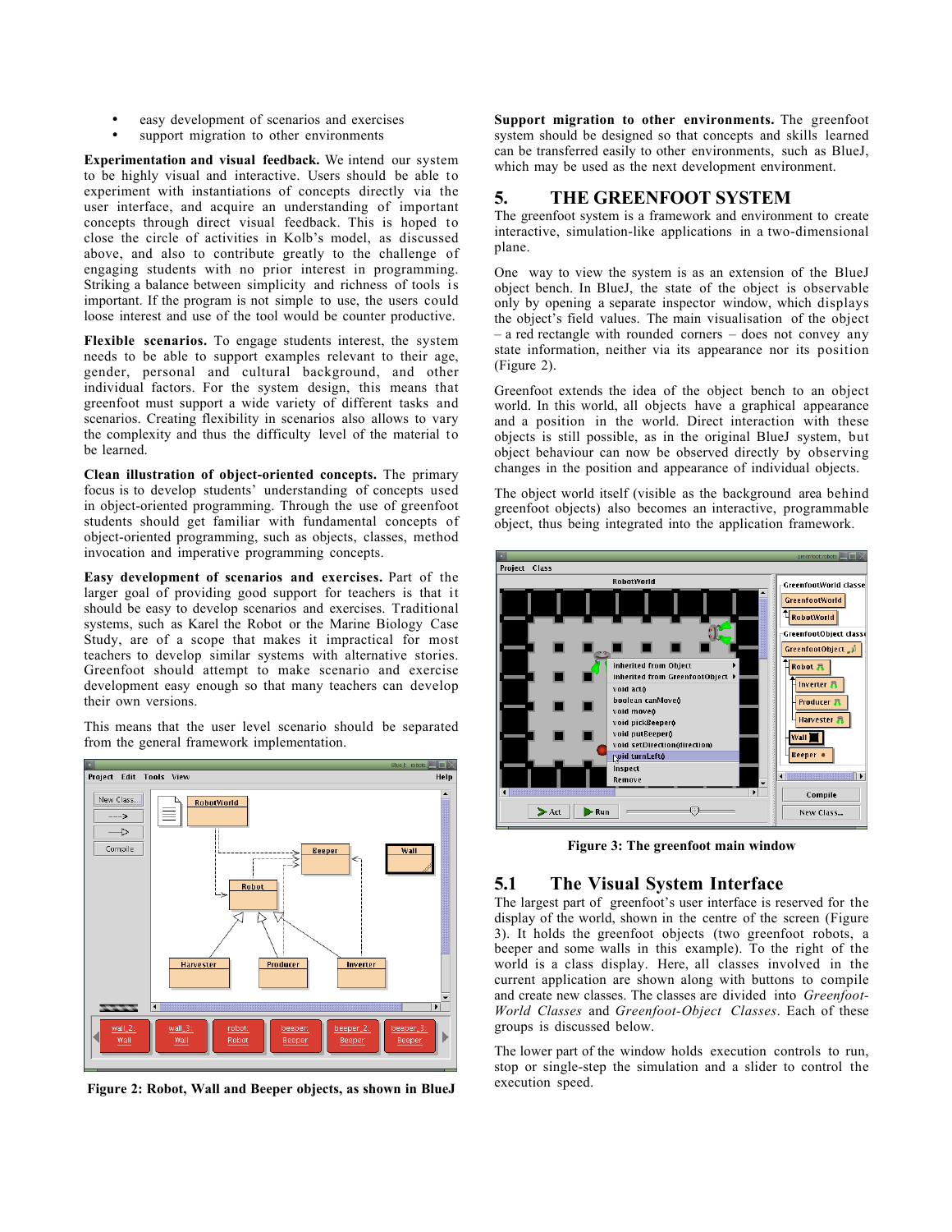- easy development of scenarios and exercises
- support migration to other environments

**Experimentation and visual feedback.** We intend our system to be highly visual and interactive. Users should be able to experiment with instantiations of concepts directly via the user interface, and acquire an understanding of important concepts through direct visual feedback. This is hoped to close the circle of activities in Kolb's model, as discussed above, and also to contribute greatly to the challenge of engaging students with no prior interest in programming. Striking a balance between simplicity and richness of tools is important. If the program is not simple to use, the users could loose interest and use of the tool would be counter productive.

**Flexible scenarios.** To engage students interest, the system needs to be able to support examples relevant to their age, gender, personal and cultural background, and other individual factors. For the system design, this means that greenfoot must support a wide variety of different tasks and scenarios. Creating flexibility in scenarios also allows to vary the complexity and thus the difficulty level of the material to be learned.

**Clean illustration of object-oriented concepts.** The primary focus is to develop students' understanding of concepts used in object-oriented programming. Through the use of greenfoot students should get familiar with fundamental concepts of object-oriented programming, such as objects, classes, method invocation and imperative programming concepts.

**Easy development of scenarios and exercises.** Part of the larger goal of providing good support for teachers is that it should be easy to develop scenarios and exercises. Traditional systems, such as Karel the Robot or the Marine Biology Case Study, are of a scope that makes it impractical for most teachers to develop similar systems with alternative stories. Greenfoot should attempt to make scenario and exercise development easy enough so that many teachers can develop their own versions.

This means that the user level scenario should be separated from the general framework implementation.

**Figure 2: Robot, Wall and Beeper objects, as shown in BlueJ**

**Support migration to other environments.** The greenfoot system should be designed so that concepts and skills learned can be transferred easily to other environments, such as BlueJ, which may be used as the next development environment.

## 5. THE GREENFOOT SYSTEM

The greenfoot system is a framework and environment to create interactive, simulation-like applications in a two-dimensional plane.

One way to view the system is as an extension of the BlueJ object bench. In BlueJ, the state of the object is observable only by opening a separate inspector window, which displays the object's field values. The main visualisation of the object – a red rectangle with rounded corners – does not convey any state information, neither via its appearance nor its position (Figure 2).

Greenfoot extends the idea of the object bench to an object world. In this world, all objects have a graphical appearance and a position in the world. Direct interaction with these objects is still possible, as in the original BlueJ system, but object behaviour can now be observed directly by observing changes in the position and appearance of individual objects.

The object world itself (visible as the background area behind greenfoot objects) also becomes an interactive, programmable object, thus being integrated into the application framework.

**Figure 3: The greenfoot main window**

### 5.1 The Visual System Interface

The largest part of greenfoot's user interface is reserved for the display of the world, shown in the centre of the screen (Figure 3). It holds the greenfoot objects (two greenfoot robots, a beeper and some walls in this example). To the right of the world is a class display. Here, all classes involved in the current application are shown along with buttons to compile and create new classes. The classes are divided into *Greenfoot-World Classes* and *Greenfoot-Object Classes*. Each of these groups is discussed below.

The lower part of the window holds execution controls to run, stop or single-step the simulation and a slider to control the execution speed.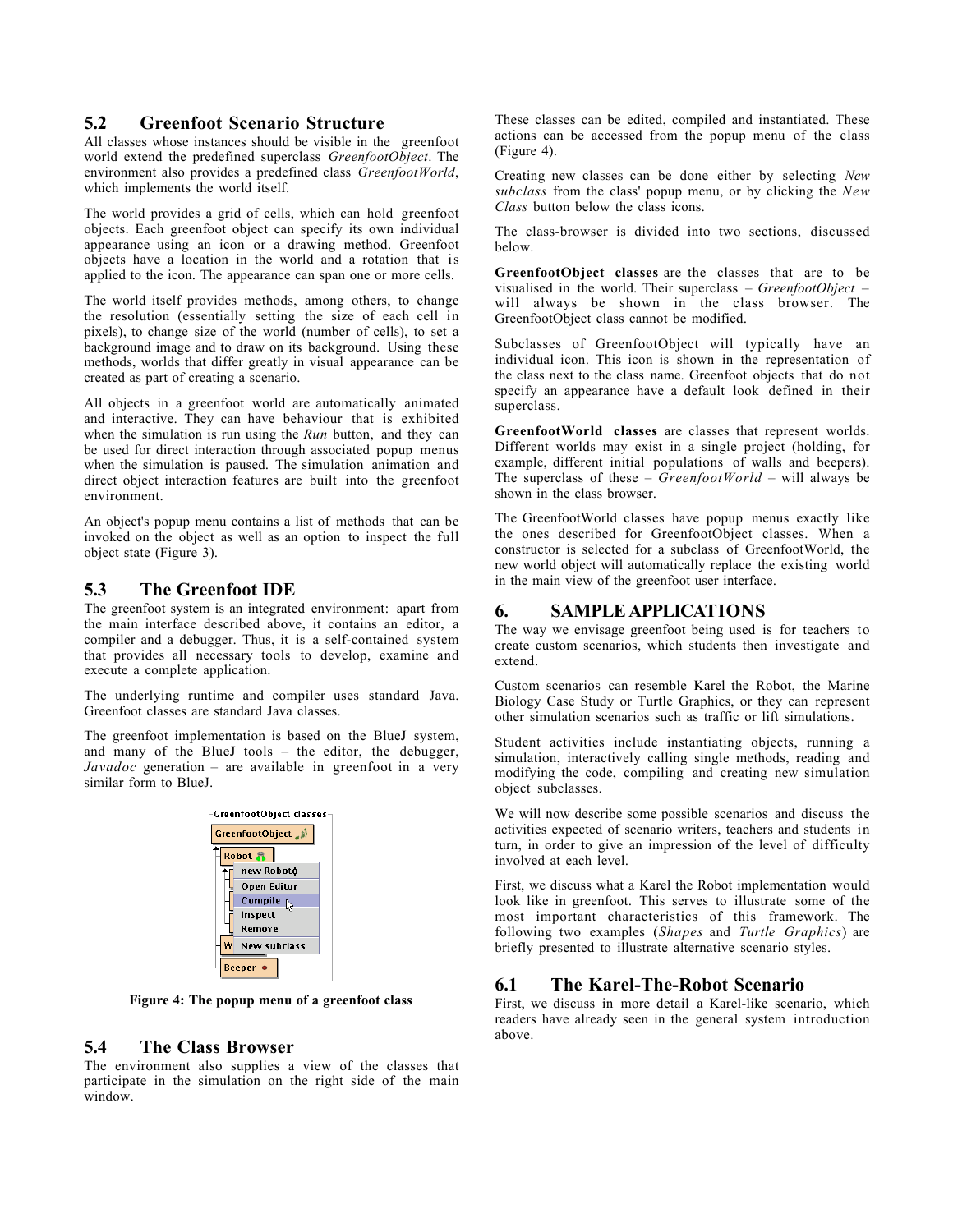## 5.2 Greenfoot Scenario Structure

All classes whose instances should be visible in the greenfoot world extend the predefined superclass *GreenfootObject*. The environment also provides a predefined class *GreenfootWorld*, which implements the world itself.

The world provides a grid of cells, which can hold greenfoot objects. Each greenfoot object can specify its own individual appearance using an icon or a drawing method. Greenfoot objects have a location in the world and a rotation that is applied to the icon. The appearance can span one or more cells.

The world itself provides methods, among others, to change the resolution (essentially setting the size of each cell in pixels), to change size of the world (number of cells), to set a background image and to draw on its background. Using these methods, worlds that differ greatly in visual appearance can be created as part of creating a scenario.

All objects in a greenfoot world are automatically animated and interactive. They can have behaviour that is exhibited when the simulation is run using the *Run* button, and they can be used for direct interaction through associated popup menus when the simulation is paused. The simulation animation and direct object interaction features are built into the greenfoot environment.

An object's popup menu contains a list of methods that can be invoked on the object as well as an option to inspect the full object state (Figure 3).

## 5.3 The Greenfoot IDE

The greenfoot system is an integrated environment: apart from the main interface described above, it contains an editor, a compiler and a debugger. Thus, it is a self-contained system that provides all necessary tools to develop, examine and execute a complete application.

The underlying runtime and compiler uses standard Java. Greenfoot classes are standard Java classes.

The greenfoot implementation is based on the BlueJ system, and many of the BlueJ tools – the editor, the debugger, *Javadoc* generation – are available in greenfoot in a very similar form to BlueJ.

**Figure 4: The popup menu of a greenfoot class**

## 5.4 The Class Browser

The environment also supplies a view of the classes that participate in the simulation on the right side of the main window.

These classes can be edited, compiled and instantiated. These actions can be accessed from the popup menu of the class (Figure 4).

Creating new classes can be done either by selecting *New subclass* from the class' popup menu, or by clicking the *New Class* button below the class icons.

The class-browser is divided into two sections, discussed below.

**GreenfootObject classes** are the classes that are to be visualised in the world. Their superclass – *GreenfootObject* – will always be shown in the class browser. The GreenfootObject class cannot be modified.

Subclasses of GreenfootObject will typically have an individual icon. This icon is shown in the representation of the class next to the class name. Greenfoot objects that do not specify an appearance have a default look defined in their superclass.

**GreenfootWorld classes** are classes that represent worlds. Different worlds may exist in a single project (holding, for example, different initial populations of walls and beepers). The superclass of these – *GreenfootWorld* – will always be shown in the class browser.

The GreenfootWorld classes have popup menus exactly like the ones described for GreenfootObject classes. When a constructor is selected for a subclass of GreenfootWorld, the new world object will automatically replace the existing world in the main view of the greenfoot user interface.

# 6. SAMPLE APPLICATIONS

The way we envisage greenfoot being used is for teachers to create custom scenarios, which students then investigate and extend.

Custom scenarios can resemble Karel the Robot, the Marine Biology Case Study or Turtle Graphics, or they can represent other simulation scenarios such as traffic or lift simulations.

Student activities include instantiating objects, running a simulation, interactively calling single methods, reading and modifying the code, compiling and creating new simulation object subclasses.

We will now describe some possible scenarios and discuss the activities expected of scenario writers, teachers and students in turn, in order to give an impression of the level of difficulty involved at each level.

First, we discuss what a Karel the Robot implementation would look like in greenfoot. This serves to illustrate some of the most important characteristics of this framework. The following two examples (*Shapes* and *Turtle Graphics*) are briefly presented to illustrate alternative scenario styles.

## 6.1 The Karel-The-Robot Scenario

First, we discuss in more detail a Karel-like scenario, which readers have already seen in the general system introduction above.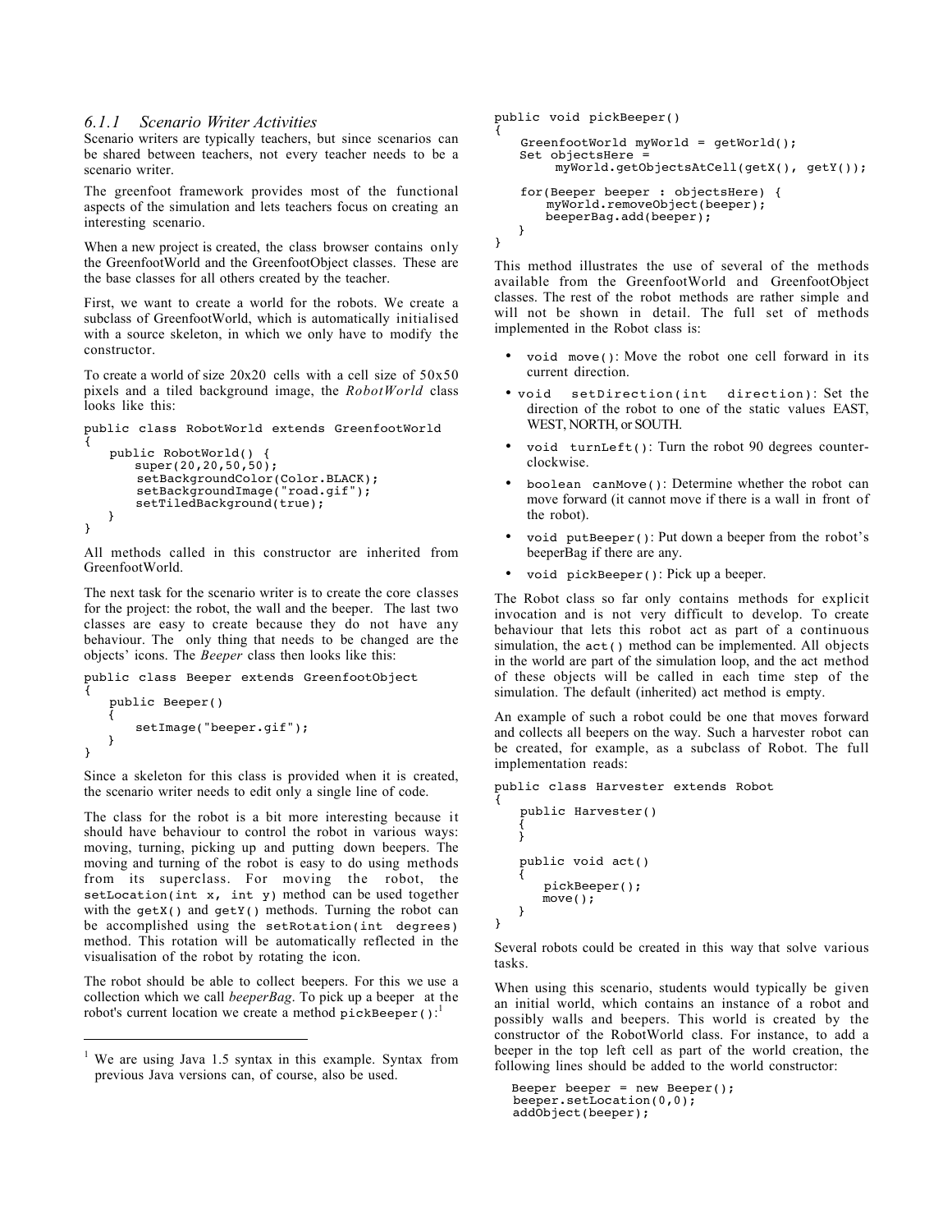### 6.1.1 Scenario Writer Activities

Scenario writers are typically teachers, but since scenarios can be shared between teachers, not every teacher needs to be a scenario writer.

The greenfoot framework provides most of the functional aspects of the simulation and lets teachers focus on creating an interesting scenario.

When a new project is created, the class browser contains only the GreenfootWorld and the GreenfootObject classes. These are the base classes for all others created by the teacher.

First, we want to create a world for the robots. We create a subclass of GreenfootWorld, which is automatically initialised with a source skeleton, in which we only have to modify the constructor.

To create a world of size 20x20 cells with a cell size of 50x50 pixels and a tiled background image, the *RobotWorld* class looks like this:

```
public class RobotWorld extends GreenfootWorld
{
    public RobotWorld() {
        super(20,20,50,50);
        setBackgroundColor(Color.BLACK);
        setBackgroundImage("road.gif");
        setTiledBackground(true);
    }
}
```

All methods called in this constructor are inherited from GreenfootWorld.

The next task for the scenario writer is to create the core classes for the project: the robot, the wall and the beeper. The last two classes are easy to create because they do not have any behaviour. The only thing that needs to be changed are the objects' icons. The *Beeper* class then looks like this:

```
public class Beeper extends GreenfootObject
{
    public Beeper()
    {
        setImage("beeper.gif");
    }
}
```

Since a skeleton for this class is provided when it is created, the scenario writer needs to edit only a single line of code.

The class for the robot is a bit more interesting because it should have behaviour to control the robot in various ways: moving, turning, picking up and putting down beepers. The moving and turning of the robot is easy to do using methods from its superclass. For moving the robot, the `setLocation(int x, int y)` method can be used together with the `getX()` and `getY()` methods. Turning the robot can be accomplished using the `setRotation(int degrees)` method. This rotation will be automatically reflected in the visualisation of the robot by rotating the icon.

The robot should be able to collect beepers. For this we use a collection which we call *beeperBag*. To pick up a beeper at the robot's current location we create a method `pickBeeper()`:[1]

```
public void pickBeeper()
{
    GreenfootWorld myWorld = getWorld();
    Set objectsHere =
         myWorld.getObjectsAtCell(getX(), getY());

    for(Beeper beeper : objectsHere) {
        myWorld.removeObject(beeper);
        beeperBag.add(beeper);
    }
}
```

This method illustrates the use of several of the methods available from the GreenfootWorld and GreenfootObject classes. The rest of the robot methods are rather simple and will not be shown in detail. The full set of methods implemented in the Robot class is:

- `void move()`: Move the robot one cell forward in its current direction.
- `void setDirection(int direction)`: Set the direction of the robot to one of the static values EAST, WEST, NORTH, or SOUTH.
- `void turnLeft()`: Turn the robot 90 degrees counter-clockwise.
- `boolean canMove()`: Determine whether the robot can move forward (it cannot move if there is a wall in front of the robot).
- `void putBeeper()`: Put down a beeper from the robot's beeperBag if there are any.
- `void pickBeeper()`: Pick up a beeper.

The Robot class so far only contains methods for explicit invocation and is not very difficult to develop. To create behaviour that lets this robot act as part of a continuous simulation, the `act()` method can be implemented. All objects in the world are part of the simulation loop, and the act method of these objects will be called in each time step of the simulation. The default (inherited) act method is empty.

An example of such a robot could be one that moves forward and collects all beepers on the way. Such a harvester robot can be created, for example, as a subclass of Robot. The full implementation reads:

```
public class Harvester extends Robot
{
    public Harvester()
    {
    }

    public void act()
    {
        pickBeeper();
        move();
    }
}
```

Several robots could be created in this way that solve various tasks.

When using this scenario, students would typically be given an initial world, which contains an instance of a robot and possibly walls and beepers. This world is created by the constructor of the RobotWorld class. For instance, to add a beeper in the top left cell as part of the world creation, the following lines should be added to the world constructor:

```
Beeper beeper = new Beeper();
beeper.setLocation(0,0);
addObject(beeper);
```

[1] We are using Java 1.5 syntax in this example. Syntax from previous Java versions can, of course, also be used.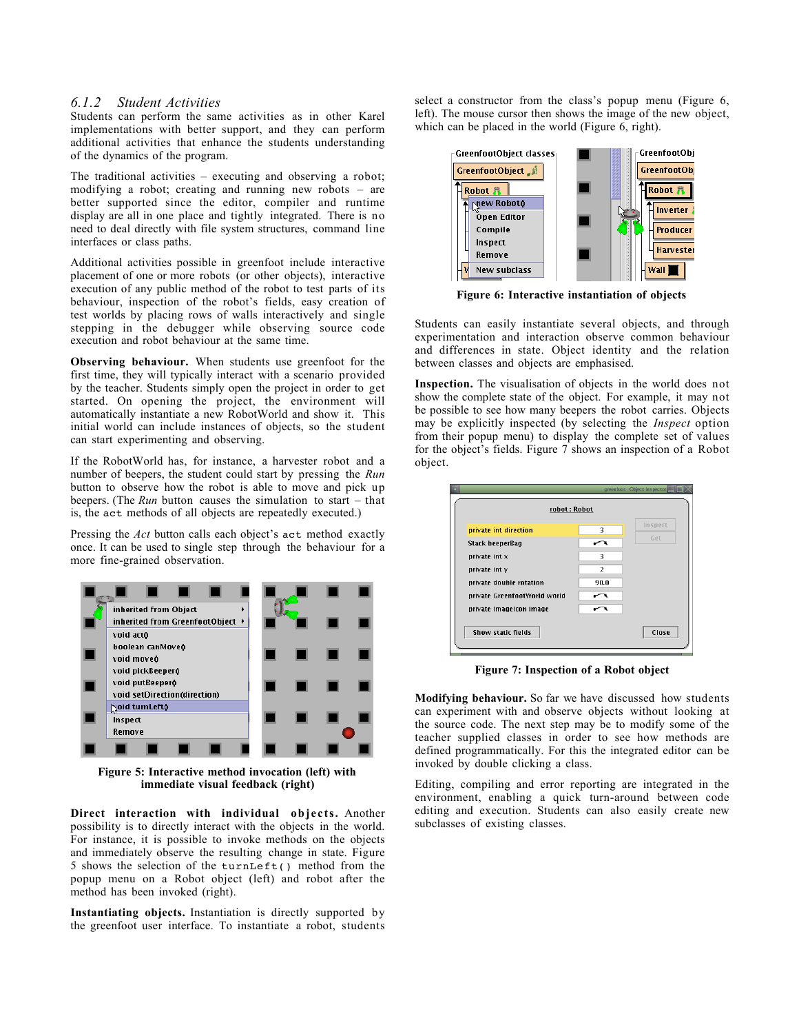### 6.1.2 Student Activities

Students can perform the same activities as in other Karel implementations with better support, and they can perform additional activities that enhance the students understanding of the dynamics of the program.

The traditional activities – executing and observing a robot; modifying a robot; creating and running new robots – are better supported since the editor, compiler and runtime display are all in one place and tightly integrated. There is no need to deal directly with file system structures, command line interfaces or class paths.

Additional activities possible in greenfoot include interactive placement of one or more robots (or other objects), interactive execution of any public method of the robot to test parts of its behaviour, inspection of the robot's fields, easy creation of test worlds by placing rows of walls interactively and single stepping in the debugger while observing source code execution and robot behaviour at the same time.

**Observing behaviour.** When students use greenfoot for the first time, they will typically interact with a scenario provided by the teacher. Students simply open the project in order to get started. On opening the project, the environment will automatically instantiate a new RobotWorld and show it. This initial world can include instances of objects, so the student can start experimenting and observing.

If the RobotWorld has, for instance, a harvester robot and a number of beepers, the student could start by pressing the *Run* button to observe how the robot is able to move and pick up beepers. (The *Run* button causes the simulation to start – that is, the `act` methods of all objects are repeatedly executed.)

Pressing the *Act* button calls each object's `act` method exactly once. It can be used to single step through the behaviour for a more fine-grained observation.

Figure 5: Interactive method invocation (left) with immediate visual feedback (right)

**Direct interaction with individual objects.** Another possibility is to directly interact with the objects in the world. For instance, it is possible to invoke methods on the objects and immediately observe the resulting change in state. Figure 5 shows the selection of the `turnLeft()` method from the popup menu on a Robot object (left) and robot after the method has been invoked (right).

**Instantiating objects.** Instantiation is directly supported by the greenfoot user interface. To instantiate a robot, students select a constructor from the class's popup menu (Figure 6, left). The mouse cursor then shows the image of the new object, which can be placed in the world (Figure 6, right).

Figure 6: Interactive instantiation of objects

Students can easily instantiate several objects, and through experimentation and interaction observe common behaviour and differences in state. Object identity and the relation between classes and objects are emphasised.

**Inspection.** The visualisation of objects in the world does not show the complete state of the object. For example, it may not be possible to see how many beepers the robot carries. Objects may be explicitly inspected (by selecting the *Inspect* option from their popup menu) to display the complete set of values for the object's fields. Figure 7 shows an inspection of a Robot object.

Figure 7: Inspection of a Robot object

**Modifying behaviour.** So far we have discussed how students can experiment with and observe objects without looking at the source code. The next step may be to modify some of the teacher supplied classes in order to see how methods are defined programmatically. For this the integrated editor can be invoked by double clicking a class.

Editing, compiling and error reporting are integrated in the environment, enabling a quick turn-around between code editing and execution. Students can also easily create new subclasses of existing classes.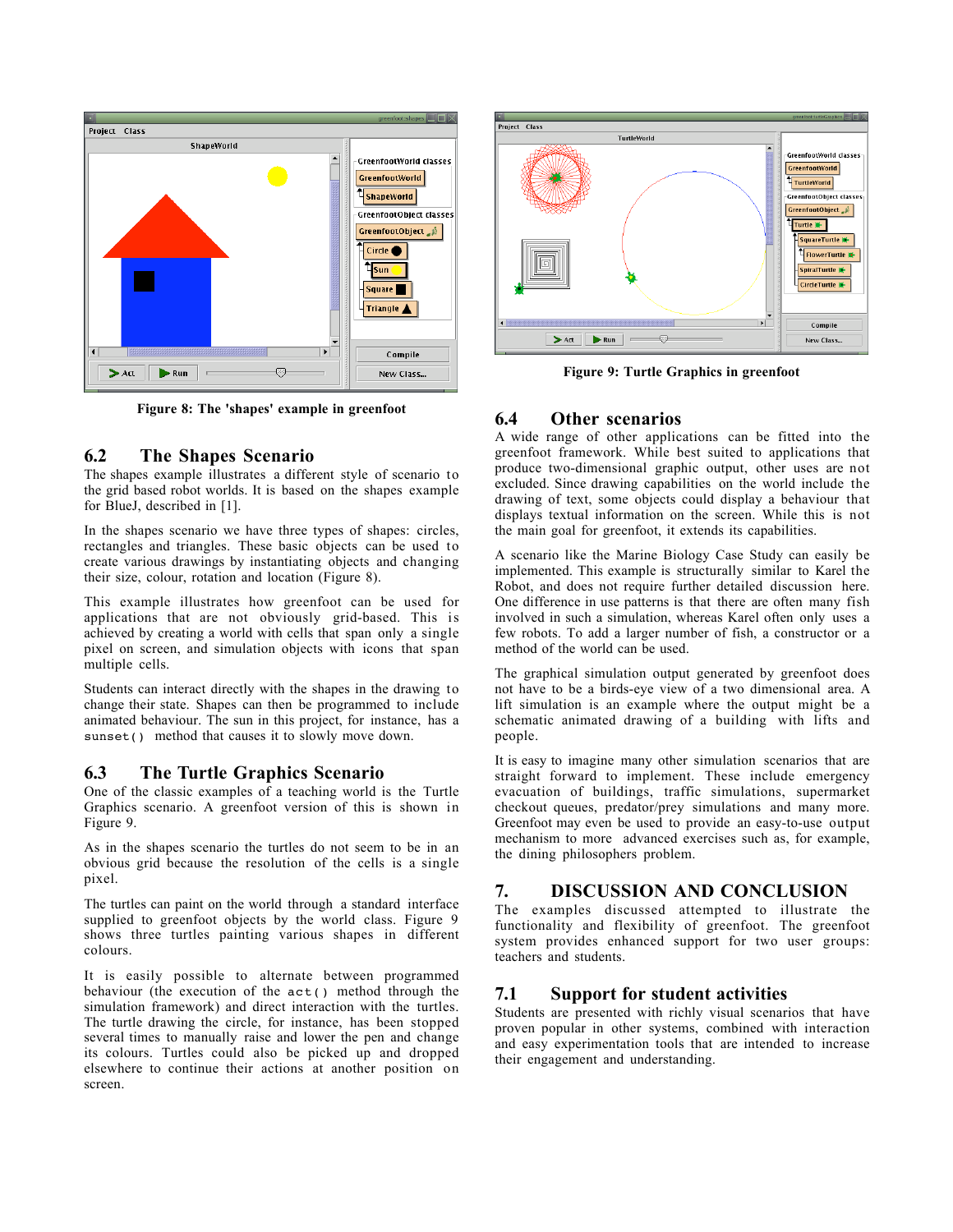Figure 8: The 'shapes' example in greenfoot

## 6.2 The Shapes Scenario

The shapes example illustrates a different style of scenario to the grid based robot worlds. It is based on the shapes example for BlueJ, described in [1].

In the shapes scenario we have three types of shapes: circles, rectangles and triangles. These basic objects can be used to create various drawings by instantiating objects and changing their size, colour, rotation and location (Figure 8).

This example illustrates how greenfoot can be used for applications that are not obviously grid-based. This is achieved by creating a world with cells that span only a single pixel on screen, and simulation objects with icons that span multiple cells.

Students can interact directly with the shapes in the drawing to change their state. Shapes can then be programmed to include animated behaviour. The sun in this project, for instance, has a `sunset()` method that causes it to slowly move down.

## 6.3 The Turtle Graphics Scenario

One of the classic examples of a teaching world is the Turtle Graphics scenario. A greenfoot version of this is shown in Figure 9.

As in the shapes scenario the turtles do not seem to be in an obvious grid because the resolution of the cells is a single pixel.

The turtles can paint on the world through a standard interface supplied to greenfoot objects by the world class. Figure 9 shows three turtles painting various shapes in different colours.

It is easily possible to alternate between programmed behaviour (the execution of the `act()` method through the simulation framework) and direct interaction with the turtles. The turtle drawing the circle, for instance, has been stopped several times to manually raise and lower the pen and change its colours. Turtles could also be picked and dropped elsewhere to continue their actions at another position on screen.

Figure 9: Turtle Graphics in greenfoot

## 6.4 Other scenarios

A wide range of other applications can be fitted into the greenfoot framework. While best suited to applications that produce two-dimensional graphic output, other uses are not excluded. Since drawing capabilities on the world include the drawing of text, some objects could display a behaviour that displays textual information on the screen. While this is not the main goal for greenfoot, it extends its capabilities.

A scenario like the Marine Biology Case Study can easily be implemented. This example is structurally similar to Karel the Robot, and does not require further detailed discussion here. One difference in use patterns is that there are often many fish involved in such a simulation, whereas Karel often only uses a few robots. To add a larger number of fish, a constructor or a method of the world can be used.

The graphical simulation output generated by greenfoot does not have to be a birds-eye view of a two dimensional area. A lift simulation is an example where the output might be a schematic animated drawing of a building with lifts and people.

It is easy to imagine many other simulation scenarios that are straight forward to implement. These include emergency evacuation of buildings, traffic simulations, supermarket checkout queues, predator/prey simulations and many more. Greenfoot may even be used to provide an easy-to-use output mechanism to more advanced exercises such as, for example, the dining philosophers problem.

# 7. DISCUSSION AND CONCLUSION

The examples discussed attempted to illustrate the functionality and flexibility of greenfoot. The greenfoot system provides enhanced support for two user groups: teachers and students.

## 7.1 Support for student activities

Students are presented with richly visual scenarios that have proven popular in other systems, combined with interaction and easy experimentation tools that are intended to increase their engagement and understanding.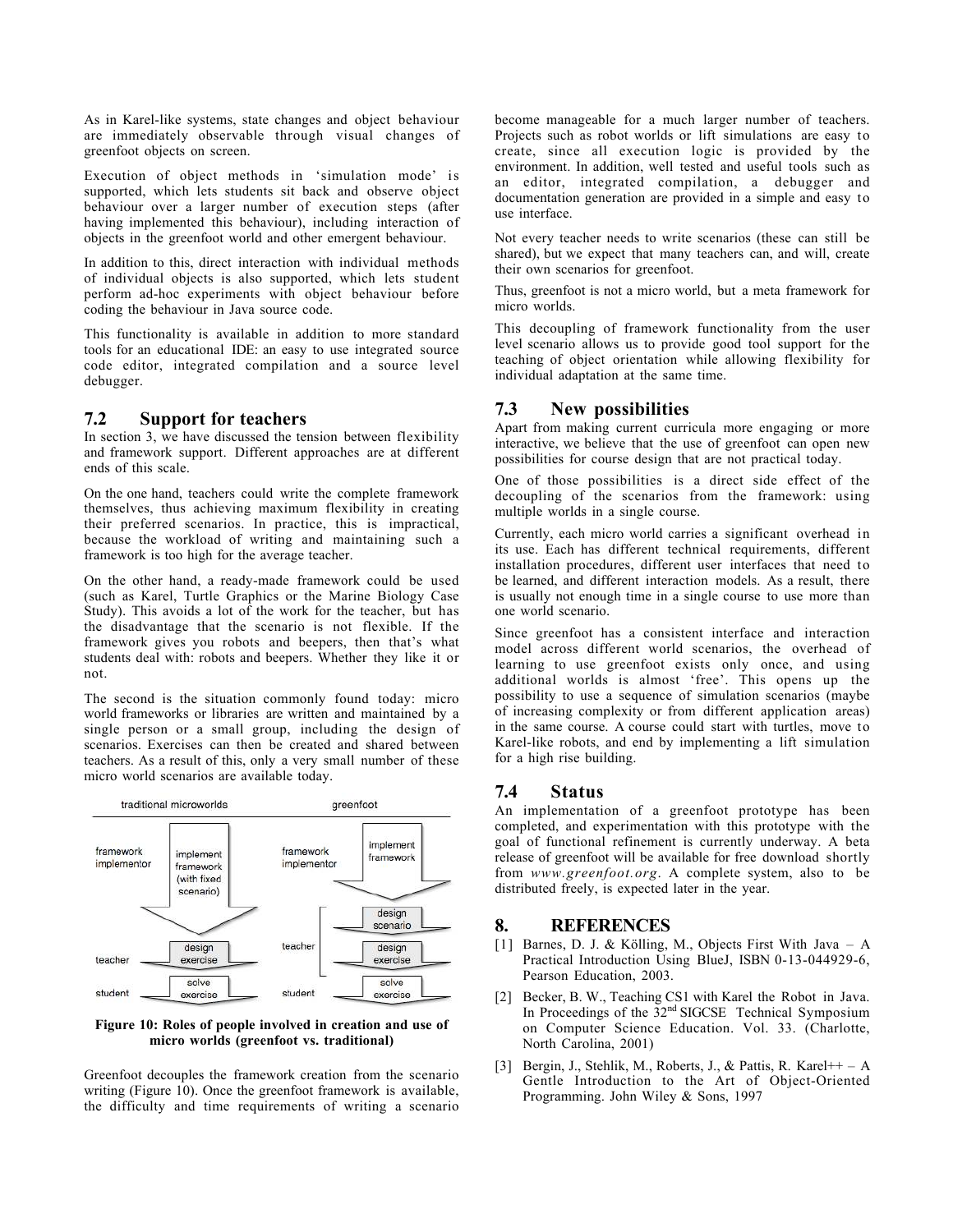As in Karel-like systems, state changes and object behaviour are immediately observable through visual changes of greenfoot objects on screen.

Execution of object methods in 'simulation mode' is supported, which lets students sit back and observe object behaviour over a larger number of execution steps (after having implemented this behaviour), including interaction of objects in the greenfoot world and other emergent behaviour.

In addition to this, direct interaction with individual methods of individual objects is also supported, which lets student perform ad-hoc experiments with object behaviour before coding the behaviour in Java source code.

This functionality is available in addition to more standard tools for an educational IDE: an easy to use integrated source code editor, integrated compilation and a source level debugger.

## 7.2 Support for teachers

In section 3, we have discussed the tension between flexibility and framework support. Different approaches are at different ends of this scale.

On the one hand, teachers could write the complete framework themselves, thus achieving maximum flexibility in creating their preferred scenarios. In practice, this is impractical, because the workload of writing and maintaining such a framework is too high for the average teacher.

On the other hand, a ready-made framework could be used (such as Karel, Turtle Graphics or the Marine Biology Case Study). This avoids a lot of the work for the teacher, but has the disadvantage that the scenario is not flexible. If the framework gives you robots and beepers, then that's what students deal with: robots and beepers. Whether they like it or not.

The second is the situation commonly found today: micro world frameworks or libraries are written and maintained by a single person or a small group, including the design of scenarios. Exercises can then be created and shared between teachers. As a result of this, only a very small number of these micro world scenarios are available today.

**Figure 10: Roles of people involved in creation and use of micro worlds (greenfoot vs. traditional)**

Greenfoot decouples the framework creation from the scenario writing (Figure 10). Once the greenfoot framework is available, the difficulty and time requirements of writing a scenario become manageable for a much larger number of teachers. Projects such as robot worlds or lift simulations are easy to create, since all execution logic is provided by the environment. In addition, well tested and useful tools such as an editor, integrated compilation, a debugger and documentation generation are provided in a simple and easy to use interface.

Not every teacher needs to write scenarios (these can still be shared), but we expect that many teachers can, and will, create their own scenarios for greenfoot.

Thus, greenfoot is not a micro world, but a meta framework for micro worlds.

This decoupling of framework functionality from the user level scenario allows us to provide good tool support for the teaching of object orientation while allowing flexibility for individual adaptation at the same time.

## 7.3 New possibilities

Apart from making current curricula more engaging or more interactive, we believe that the use of greenfoot can open new possibilities for course design that are not practical today.

One of those possibilities is a direct side effect of the decoupling of the scenarios from the framework: using multiple worlds in a single course.

Currently, each micro world carries a significant overhead in its use. Each has different technical requirements, different installation procedures, different user interfaces that need to be learned, and different interaction models. As a result, there is usually not enough time in a single course to use more than one world scenario.

Since greenfoot has a consistent interface and interaction model across different world scenarios, the overhead of learning to use greenfoot exists only once, and using additional worlds is almost 'free'. This opens up the possibility to use a sequence of simulation scenarios (maybe of increasing complexity or from different application areas) in the same course. A course could start with turtles, move to Karel-like robots, and end by implementing a lift simulation for a high rise building.

## 7.4 Status

An implementation of a greenfoot prototype has been completed, and experimentation with this prototype with the goal of functional refinement is currently underway. A beta release of greenfoot will be available for free download shortly from *www.greenfoot.org*. A complete system, also to be distributed freely, is expected later in the year.

# 8. REFERENCES

[1] Barnes, D. J. & Kölling, M., Objects First With Java – A Practical Introduction Using BlueJ, ISBN 0-13-044929-6, Pearson Education, 2003.

[2] Becker, B. W., Teaching CS1 with Karel the Robot in Java. In Proceedings of the 32nd SIGCSE Technical Symposium on Computer Science Education. Vol. 33. (Charlotte, North Carolina, 2001)

[3] Bergin, J., Stehlik, M., Roberts, J., & Pattis, R. Karel++ – A Gentle Introduction to the Art of Object-Oriented Programming. John Wiley & Sons, 1997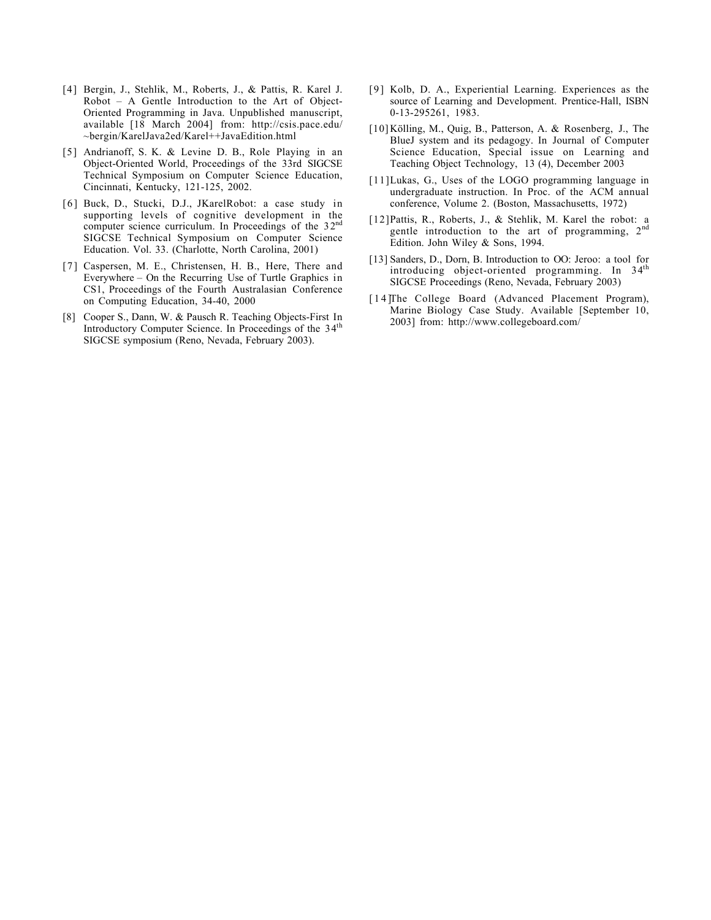[4] Bergin, J., Stehlik, M., Roberts, J., & Pattis, R. Karel J. Robot – A Gentle Introduction to the Art of Object-Oriented Programming in Java. Unpublished manuscript, available [18 March 2004] from: http://csis.pace.edu/~bergin/KarelJava2ed/Karel++JavaEdition.html

[5] Andrianoff, S. K. & Levine D. B., Role Playing in an Object-Oriented World, Proceedings of the 33rd SIGCSE Technical Symposium on Computer Science Education, Cincinnati, Kentucky, 121-125, 2002.

[6] Buck, D., Stucki, D.J., JKarelRobot: a case study in supporting levels of cognitive development in the computer science curriculum. In Proceedings of the 32nd SIGCSE Technical Symposium on Computer Science Education. Vol. 33. (Charlotte, North Carolina, 2001)

[7] Caspersen, M. E., Christensen, H. B., Here, There and Everywhere – On the Recurring Use of Turtle Graphics in CS1, Proceedings of the Fourth Australasian Conference on Computing Education, 34-40, 2000

[8] Cooper S., Dann, W. & Pausch R. Teaching Objects-First In Introductory Computer Science. In Proceedings of the 34th SIGCSE symposium (Reno, Nevada, February 2003).

[9] Kolb, D. A., Experiential Learning. Experiences as the source of Learning and Development. Prentice-Hall, ISBN 0-13-295261, 1983.

[10] Kölling, M., Quig, B., Patterson, A. & Rosenberg, J., The BlueJ system and its pedagogy. In Journal of Computer Science Education, Special issue on Learning and Teaching Object Technology, 13 (4), December 2003

[11] Lukas, G., Uses of the LOGO programming language in undergraduate instruction. In Proc. of the ACM annual conference, Volume 2. (Boston, Massachusetts, 1972)

[12] Pattis, R., Roberts, J., & Stehlik, M. Karel the robot: a gentle introduction to the art of programming, 2nd Edition. John Wiley & Sons, 1994.

[13] Sanders, D., Dorn, B. Introduction to OO: Jeroo: a tool for introducing object-oriented programming. In 34th SIGCSE Proceedings (Reno, Nevada, February 2003)

[14] The College Board (Advanced Placement Program), Marine Biology Case Study. Available [September 10, 2003] from: http://www.collegeboard.com/